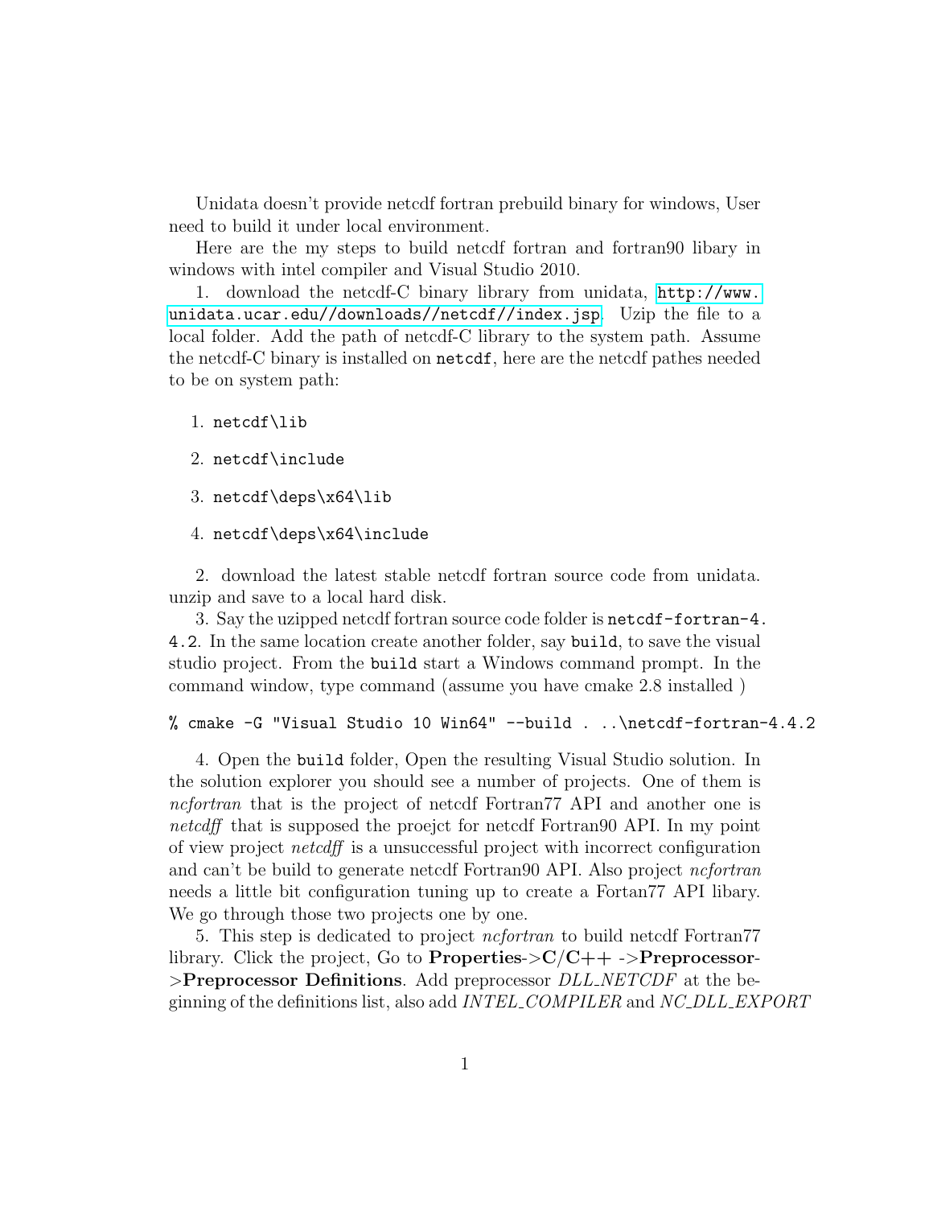Unidata doesn't provide netcdf fortran prebuild binary for windows, User need to build it under local environment.

Here are the my steps to build netcdf fortran and fortran90 libary in windows with intel compiler and Visual Studio 2010.

1. download the netcdf-C binary library from unidata, `http://www.unidata.ucar.edu//downloads//netcdf//index.jsp`. Uzip the file to a local folder. Add the path of netcdf-C library to the system path. Assume the netcdf-C binary is installed on `netcdf`, here are the netcdf pathes needed to be on system path:

   1. `netcdf\lib`
   2. `netcdf\include`
   3. `netcdf\deps\x64\lib`
   4. `netcdf\deps\x64\include`

2. download the latest stable netcdf fortran source code from unidata. unzip and save to a local hard disk.

3. Say the uzipped netcdf fortran source code folder is `netcdf-fortran-4.4.2`. In the same location create another folder, say `build`, to save the visual studio project. From the `build` start a Windows command prompt. In the command window, type command (assume you have cmake 2.8 installed )

```
% cmake -G "Visual Studio 10 Win64" --build . ..\netcdf-fortran-4.4.2
```

4. Open the `build` folder, Open the resulting Visual Studio solution. In the solution explorer you should see a number of projects. One of them is *ncfortran* that is the project of netcdf Fortran77 API and another one is *netcdff* that is supposed the proejct for netcdf Fortran90 API. In my point of view project *netcdff* is a unsuccessful project with incorrect configuration and can't be build to generate netcdf Fortran90 API. Also project *ncfortran* needs a little bit configuration tuning up to create a Fortan77 API libary. We go through those two projects one by one.

5. This step is dedicated to project *ncfortran* to build netcdf Fortran77 library. Click the project, Go to **Properties->C/C++ ->Preprocessor->Preprocessor Definitions**. Add preprocessor *DLL_NETCDF* at the beginning of the definitions list, also add *INTEL_COMPILER* and *NC_DLL_EXPORT*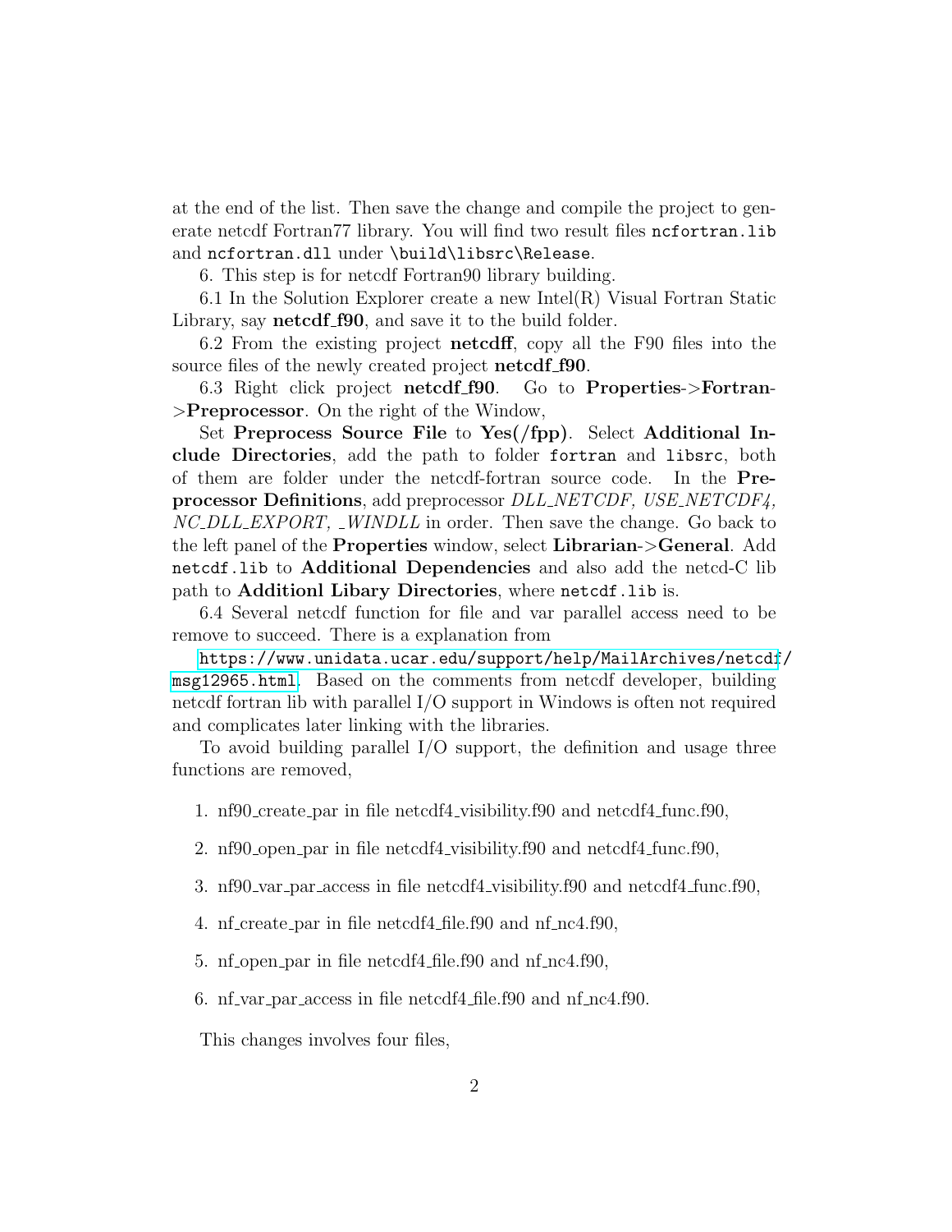at the end of the list. Then save the change and compile the project to generate netcdf Fortran77 library. You will find two result files `ncfortran.lib` and `ncfortran.dll` under `\build\libsrc\Release`.

6. This step is for netcdf Fortran90 library building.

6.1 In the Solution Explorer create a new Intel(R) Visual Fortran Static Library, say **netcdf_f90**, and save it to the build folder.

6.2 From the existing project **netcdff**, copy all the F90 files into the source files of the newly created project **netcdf_f90**.

6.3 Right click project **netcdf_f90**. Go to **Properties->Fortran->Preprocessor**. On the right of the Window,

Set **Preprocess Source File** to **Yes(/fpp)**. Select **Additional Include Directories**, add the path to folder `fortran` and `libsrc`, both of them are folder under the netcdf-fortran source code. In the **Preprocessor Definitions**, add preprocessor *DLL_NETCDF, USE_NETCDF4, NC_DLL_EXPORT, _WINDLL* in order. Then save the change. Go back to the left panel of the **Properties** window, select **Librarian->General**. Add `netcdf.lib` to **Additional Dependencies** and also add the netcd-C lib path to **Additionl Libary Directories**, where `netcdf.lib` is.

6.4 Several netcdf function for file and var parallel access need to be remove to succeed. There is a explanation from

https://www.unidata.ucar.edu/support/help/MailArchives/netcdf/msg12965.html. Based on the comments from netcdf developer, building netcdf fortran lib with parallel I/O support in Windows is often not required and complicates later linking with the libraries.

To avoid building parallel I/O support, the definition and usage three functions are removed,

1. nf90_create_par in file netcdf4_visibility.f90 and netcdf4_func.f90,
2. nf90_open_par in file netcdf4_visibility.f90 and netcdf4_func.f90,
3. nf90_var_par_access in file netcdf4_visibility.f90 and netcdf4_func.f90,
4. nf_create_par in file netcdf4_file.f90 and nf_nc4.f90,
5. nf_open_par in file netcdf4_file.f90 and nf_nc4.f90,
6. nf_var_par_access in file netcdf4_file.f90 and nf_nc4.f90.

This changes involves four files,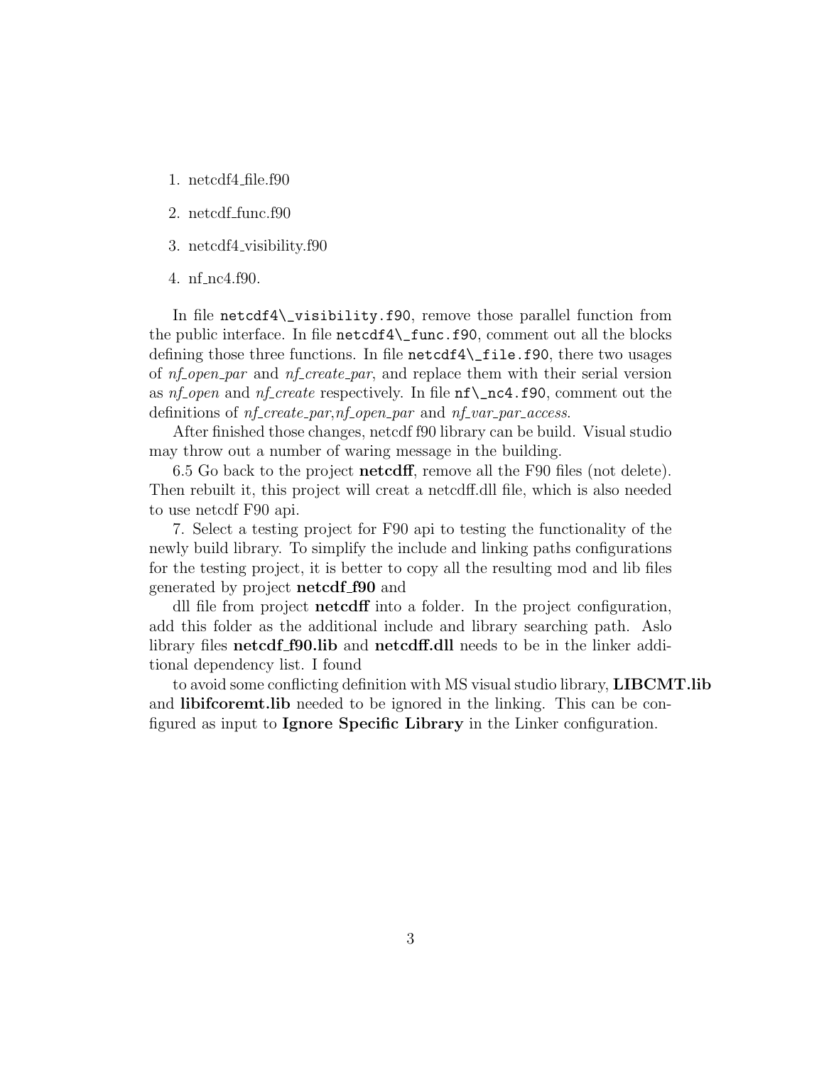1. netcdf4_file.f90
2. netcdf_func.f90
3. netcdf4_visibility.f90
4. nf_nc4.f90.

In file `netcdf4\_visibility.f90`, remove those parallel function from the public interface. In file `netcdf4\_func.f90`, comment out all the blocks defining those three functions. In file `netcdf4\_file.f90`, there two usages of *nf_open_par* and *nf_create_par*, and replace them with their serial version as *nf_open* and *nf_create* respectively. In file `nf\_nc4.f90`, comment out the definitions of *nf_create_par*,*nf_open_par* and *nf_var_par_access*.

After finished those changes, netcdf f90 library can be build. Visual studio may throw out a number of waring message in the building.

6.5 Go back to the project **netcdff**, remove all the F90 files (not delete). Then rebuilt it, this project will creat a netcdff.dll file, which is also needed to use netcdf F90 api.

7. Select a testing project for F90 api to testing the functionality of the newly build library. To simplify the include and linking paths configurations for the testing project, it is better to copy all the resulting mod and lib files generated by project **netcdf_f90** and

dll file from project **netcdff** into a folder. In the project configuration, add this folder as the additional include and library searching path. Aslo library files **netcdf_f90.lib** and **netcdff.dll** needs to be in the linker additional dependency list. I found

to avoid some conflicting definition with MS visual studio library, **LIBCMT.lib** and **libifcoremt.lib** needed to be ignored in the linking. This can be configured as input to **Ignore Specific Library** in the Linker configuration.